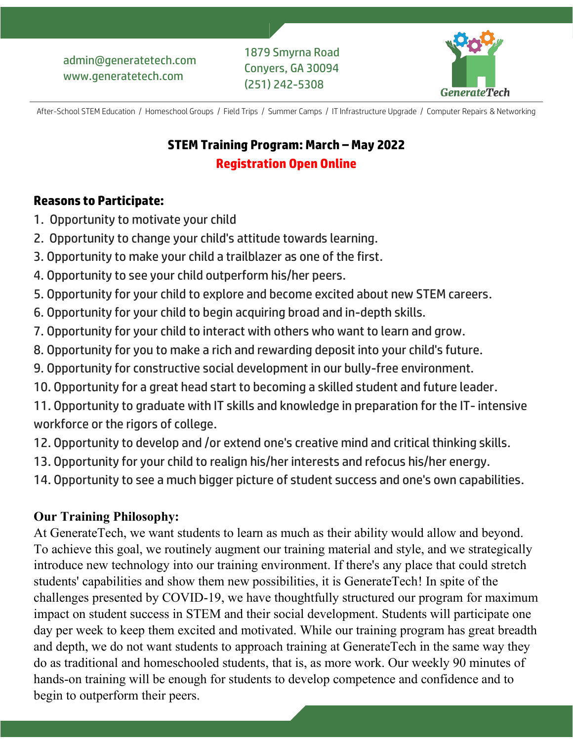admin@generatetech.com
www.generatetech.com

1879 Smyrna Road
Conyers, GA 30094
(251) 242-5308

GenerateTech

After-School STEM Education / Homeschool Groups / Field Trips / Summer Camps / IT Infrastructure Upgrade / Computer Repairs & Networking

## STEM Training Program: March – May 2022

**Registration Open Online**

### Reasons to Participate:

1. Opportunity to motivate your child
2. Opportunity to change your child's attitude towards learning.
3. Opportunity to make your child a trailblazer as one of the first.
4. Opportunity to see your child outperform his/her peers.
5. Opportunity for your child to explore and become excited about new STEM careers.
6. Opportunity for your child to begin acquiring broad and in-depth skills.
7. Opportunity for your child to interact with others who want to learn and grow.
8. Opportunity for you to make a rich and rewarding deposit into your child's future.
9. Opportunity for constructive social development in our bully-free environment.
10. Opportunity for a great head start to becoming a skilled student and future leader.
11. Opportunity to graduate with IT skills and knowledge in preparation for the IT- intensive workforce or the rigors of college.
12. Opportunity to develop and /or extend one's creative mind and critical thinking skills.
13. Opportunity for your child to realign his/her interests and refocus his/her energy.
14. Opportunity to see a much bigger picture of student success and one's own capabilities.

### Our Training Philosophy:

At GenerateTech, we want students to learn as much as their ability would allow and beyond. To achieve this goal, we routinely augment our training material and style, and we strategically introduce new technology into our training environment. If there's any place that could stretch students' capabilities and show them new possibilities, it is GenerateTech! In spite of the challenges presented by COVID-19, we have thoughtfully structured our program for maximum impact on student success in STEM and their social development. Students will participate one day per week to keep them excited and motivated. While our training program has great breadth and depth, we do not want students to approach training at GenerateTech in the same way they do as traditional and homeschooled students, that is, as more work. Our weekly 90 minutes of hands-on training will be enough for students to develop competence and confidence and to begin to outperform their peers.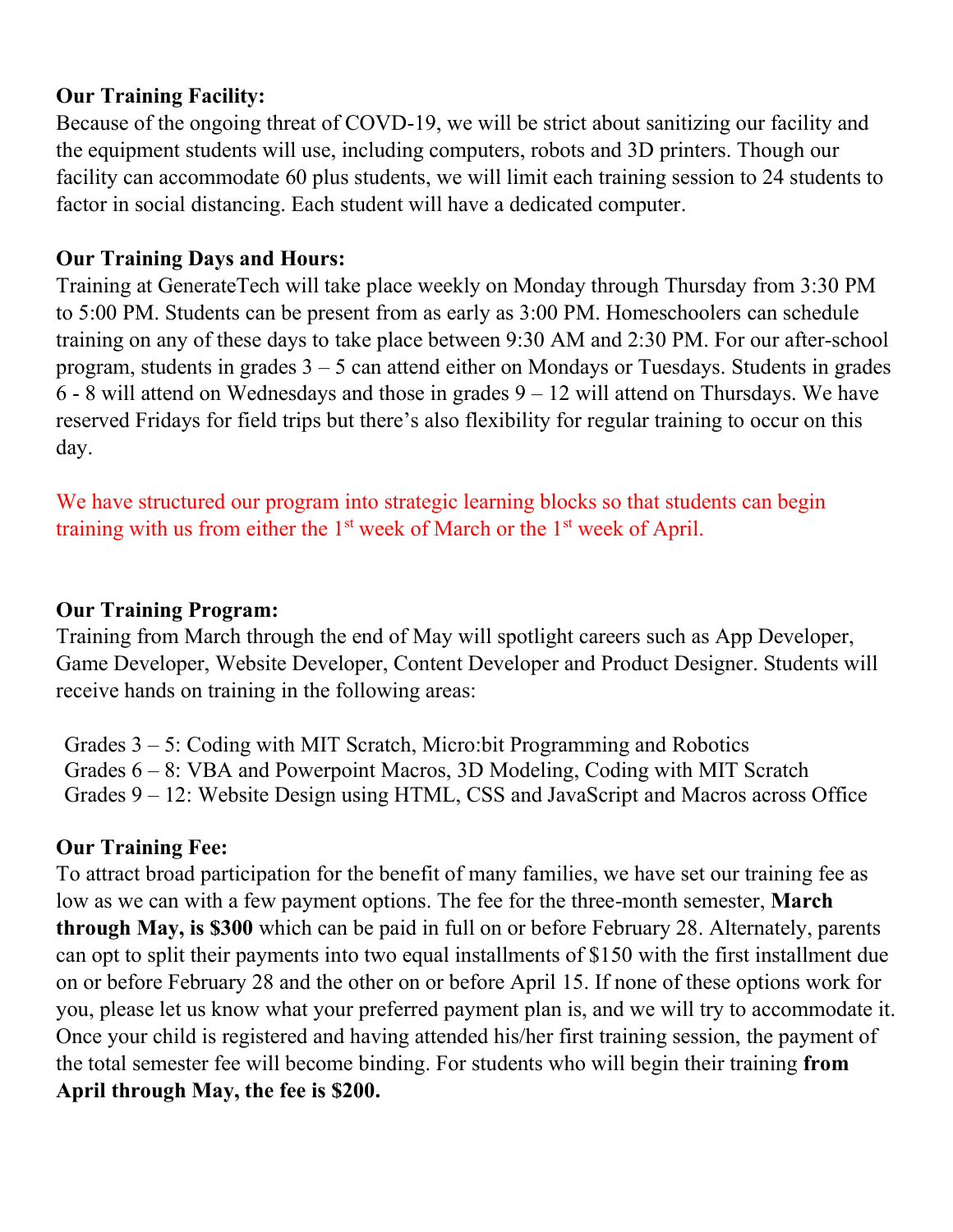**Our Training Facility:**
Because of the ongoing threat of COVD-19, we will be strict about sanitizing our facility and the equipment students will use, including computers, robots and 3D printers. Though our facility can accommodate 60 plus students, we will limit each training session to 24 students to factor in social distancing. Each student will have a dedicated computer.

**Our Training Days and Hours:**
Training at GenerateTech will take place weekly on Monday through Thursday from 3:30 PM to 5:00 PM. Students can be present from as early as 3:00 PM. Homeschoolers can schedule training on any of these days to take place between 9:30 AM and 2:30 PM. For our after-school program, students in grades 3 – 5 can attend either on Mondays or Tuesdays. Students in grades 6 - 8 will attend on Wednesdays and those in grades 9 – 12 will attend on Thursdays. We have reserved Fridays for field trips but there's also flexibility for regular training to occur on this day.

We have structured our program into strategic learning blocks so that students can begin training with us from either the 1st week of March or the 1st week of April.

**Our Training Program:**
Training from March through the end of May will spotlight careers such as App Developer, Game Developer, Website Developer, Content Developer and Product Designer. Students will receive hands on training in the following areas:

Grades 3 – 5: Coding with MIT Scratch, Micro:bit Programming and Robotics
Grades 6 – 8: VBA and Powerpoint Macros, 3D Modeling, Coding with MIT Scratch
Grades 9 – 12: Website Design using HTML, CSS and JavaScript and Macros across Office

**Our Training Fee:**
To attract broad participation for the benefit of many families, we have set our training fee as low as we can with a few payment options. The fee for the three-month semester, **March through May, is $300** which can be paid in full on or before February 28. Alternately, parents can opt to split their payments into two equal installments of $150 with the first installment due on or before February 28 and the other on or before April 15. If none of these options work for you, please let us know what your preferred payment plan is, and we will try to accommodate it. Once your child is registered and having attended his/her first training session, the payment of the total semester fee will become binding. For students who will begin their training **from April through May, the fee is $200.**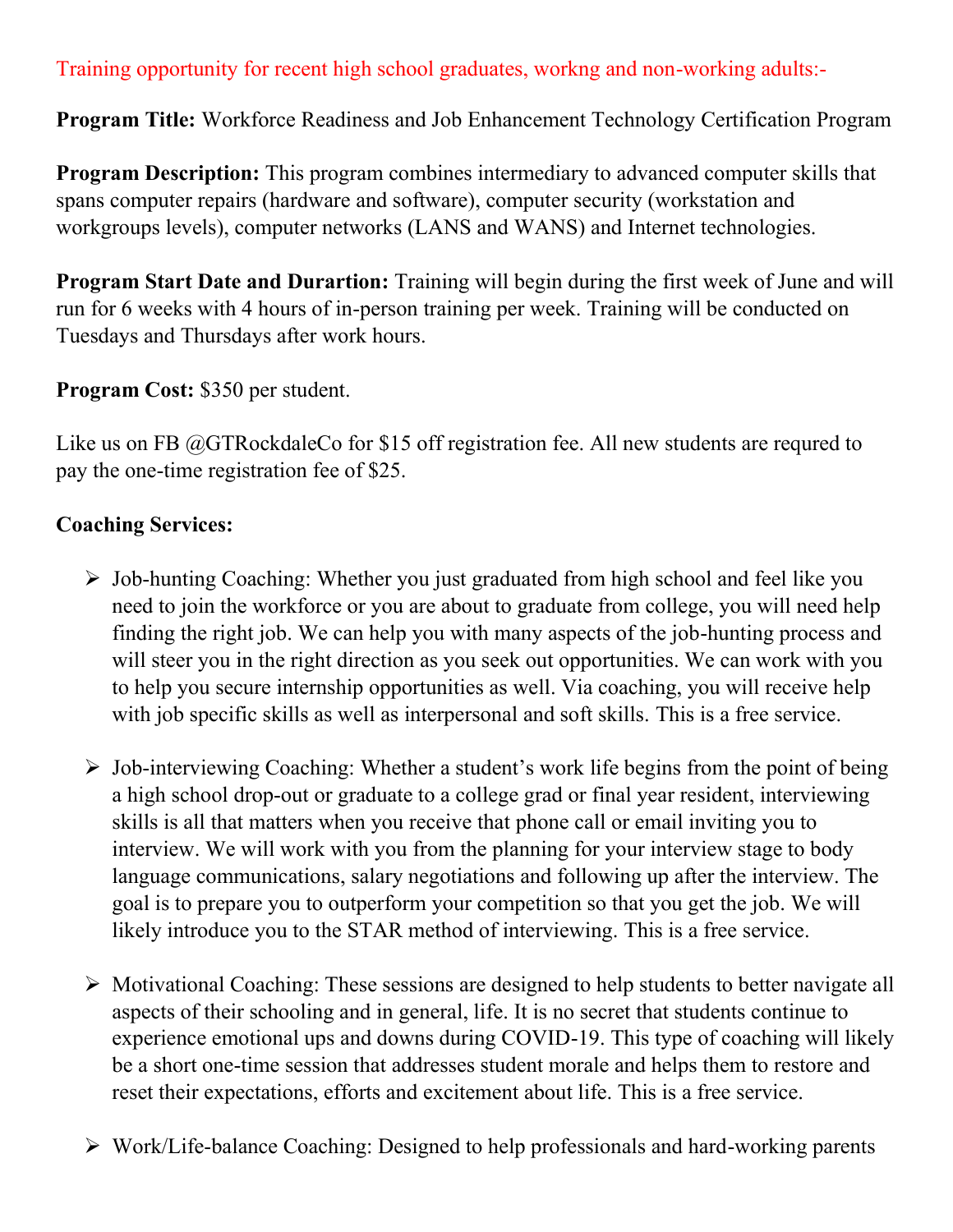Training opportunity for recent high school graduates, workng and non-working adults:-

**Program Title:** Workforce Readiness and Job Enhancement Technology Certification Program

**Program Description:** This program combines intermediary to advanced computer skills that spans computer repairs (hardware and software), computer security (workstation and workgroups levels), computer networks (LANS and WANS) and Internet technologies.

**Program Start Date and Durartion:** Training will begin during the first week of June and will run for 6 weeks with 4 hours of in-person training per week. Training will be conducted on Tuesdays and Thursdays after work hours.

**Program Cost:** $350 per student.

Like us on FB @GTRockdaleCo for $15 off registration fee. All new students are requred to pay the one-time registration fee of $25.

**Coaching Services:**

- Job-hunting Coaching: Whether you just graduated from high school and feel like you need to join the workforce or you are about to graduate from college, you will need help finding the right job. We can help you with many aspects of the job-hunting process and will steer you in the right direction as you seek out opportunities. We can work with you to help you secure internship opportunities as well. Via coaching, you will receive help with job specific skills as well as interpersonal and soft skills. This is a free service.

- Job-interviewing Coaching: Whether a student's work life begins from the point of being a high school drop-out or graduate to a college grad or final year resident, interviewing skills is all that matters when you receive that phone call or email inviting you to interview. We will work with you from the planning for your interview stage to body language communications, salary negotiations and following up after the interview. The goal is to prepare you to outperform your competition so that you get the job. We will likely introduce you to the STAR method of interviewing. This is a free service.

- Motivational Coaching: These sessions are designed to help students to better navigate all aspects of their schooling and in general, life. It is no secret that students continue to experience emotional ups and downs during COVID-19. This type of coaching will likely be a short one-time session that addresses student morale and helps them to restore and reset their expectations, efforts and excitement about life. This is a free service.

- Work/Life-balance Coaching: Designed to help professionals and hard-working parents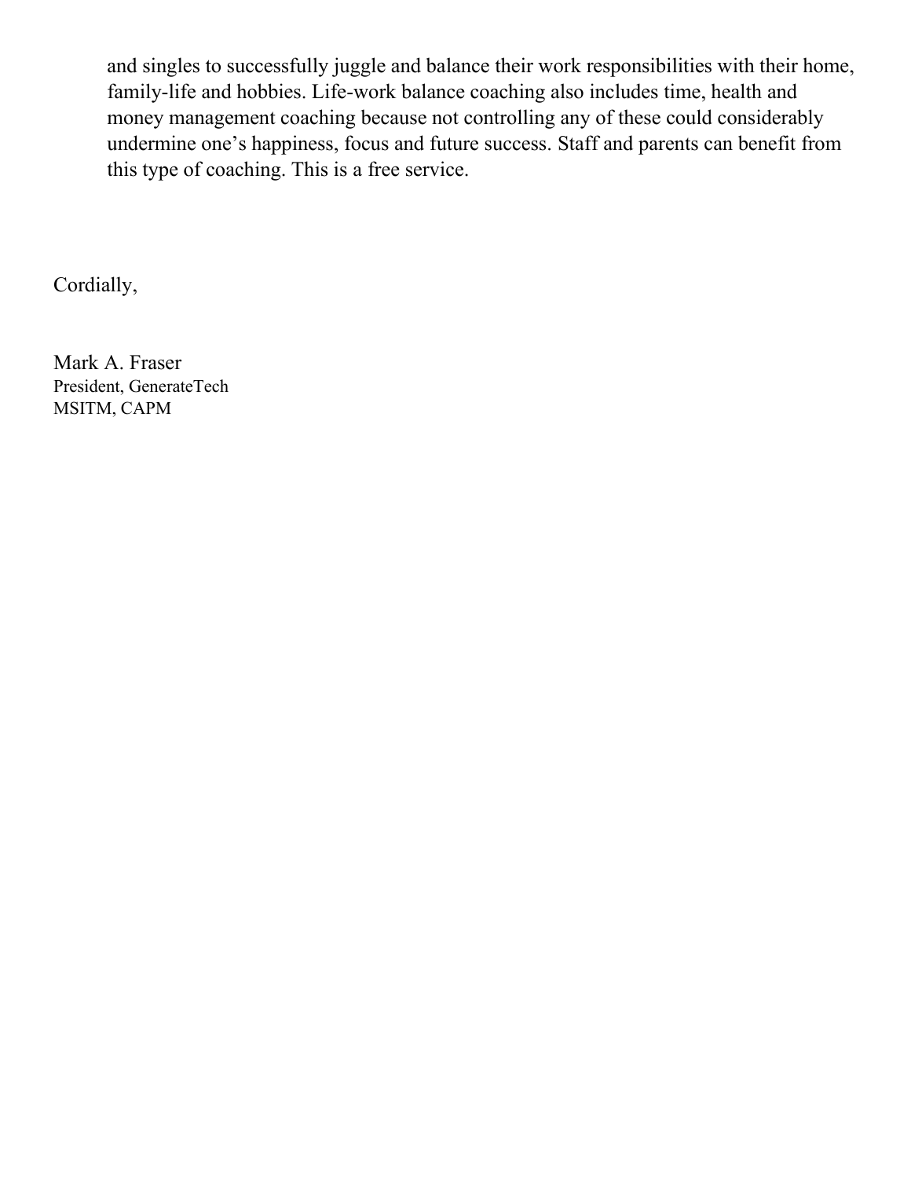and singles to successfully juggle and balance their work responsibilities with their home, family-life and hobbies. Life-work balance coaching also includes time, health and money management coaching because not controlling any of these could considerably undermine one's happiness, focus and future success. Staff and parents can benefit from this type of coaching. This is a free service.

Cordially,

Mark A. Fraser
President, GenerateTech
MSITM, CAPM